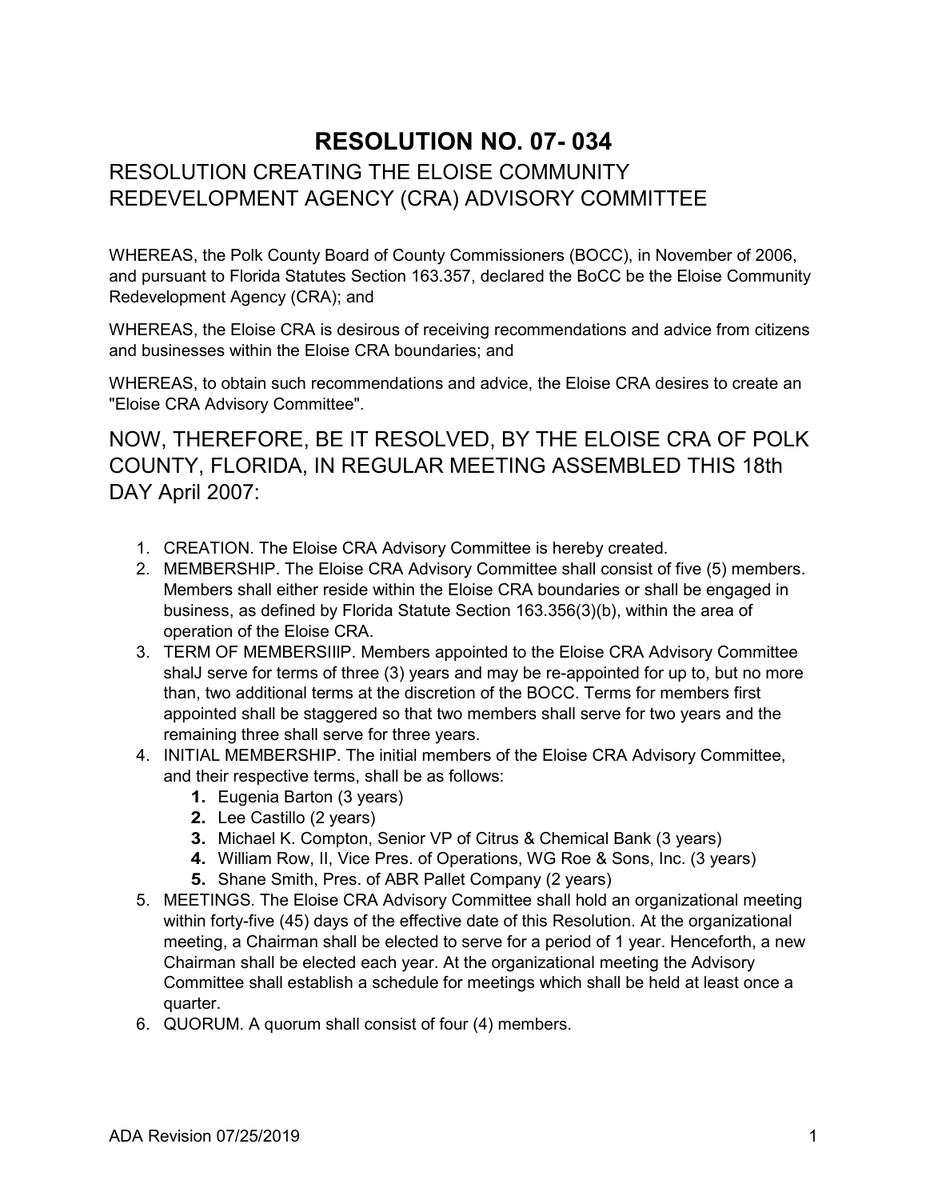# RESOLUTION NO. 07- 034

## RESOLUTION CREATING THE ELOISE COMMUNITY REDEVELOPMENT AGENCY (CRA) ADVISORY COMMITTEE

WHEREAS, the Polk County Board of County Commissioners (BOCC), in November of 2006, and pursuant to Florida Statutes Section 163.357, declared the BoCC be the Eloise Community Redevelopment Agency (CRA); and

WHEREAS, the Eloise CRA is desirous of receiving recommendations and advice from citizens and businesses within the Eloise CRA boundaries; and

WHEREAS, to obtain such recommendations and advice, the Eloise CRA desires to create an "Eloise CRA Advisory Committee".

## NOW, THEREFORE, BE IT RESOLVED, BY THE ELOISE CRA OF POLK COUNTY, FLORIDA, IN REGULAR MEETING ASSEMBLED THIS 18th DAY April 2007:

1. CREATION. The Eloise CRA Advisory Committee is hereby created.
2. MEMBERSHIP. The Eloise CRA Advisory Committee shall consist of five (5) members. Members shall either reside within the Eloise CRA boundaries or shall be engaged in business, as defined by Florida Statute Section 163.356(3)(b), within the area of operation of the Eloise CRA.
3. TERM OF MEMBERSIIIP. Members appointed to the Eloise CRA Advisory Committee shalJ serve for terms of three (3) years and may be re-appointed for up to, but no more than, two additional terms at the discretion of the BOCC. Terms for members first appointed shall be staggered so that two members shall serve for two years and the remaining three shall serve for three years.
4. INITIAL MEMBERSHIP. The initial members of the Eloise CRA Advisory Committee, and their respective terms, shall be as follows:
    1. Eugenia Barton (3 years)
    2. Lee Castillo (2 years)
    3. Michael K. Compton, Senior VP of Citrus & Chemical Bank (3 years)
    4. William Row, II, Vice Pres. of Operations, WG Roe & Sons, Inc. (3 years)
    5. Shane Smith, Pres. of ABR Pallet Company (2 years)
5. MEETINGS. The Eloise CRA Advisory Committee shall hold an organizational meeting within forty-five (45) days of the effective date of this Resolution. At the organizational meeting, a Chairman shall be elected to serve for a period of 1 year. Henceforth, a new Chairman shall be elected each year. At the organizational meeting the Advisory Committee shall establish a schedule for meetings which shall be held at least once a quarter.
6. QUORUM. A quorum shall consist of four (4) members.

ADA Revision 07/25/2019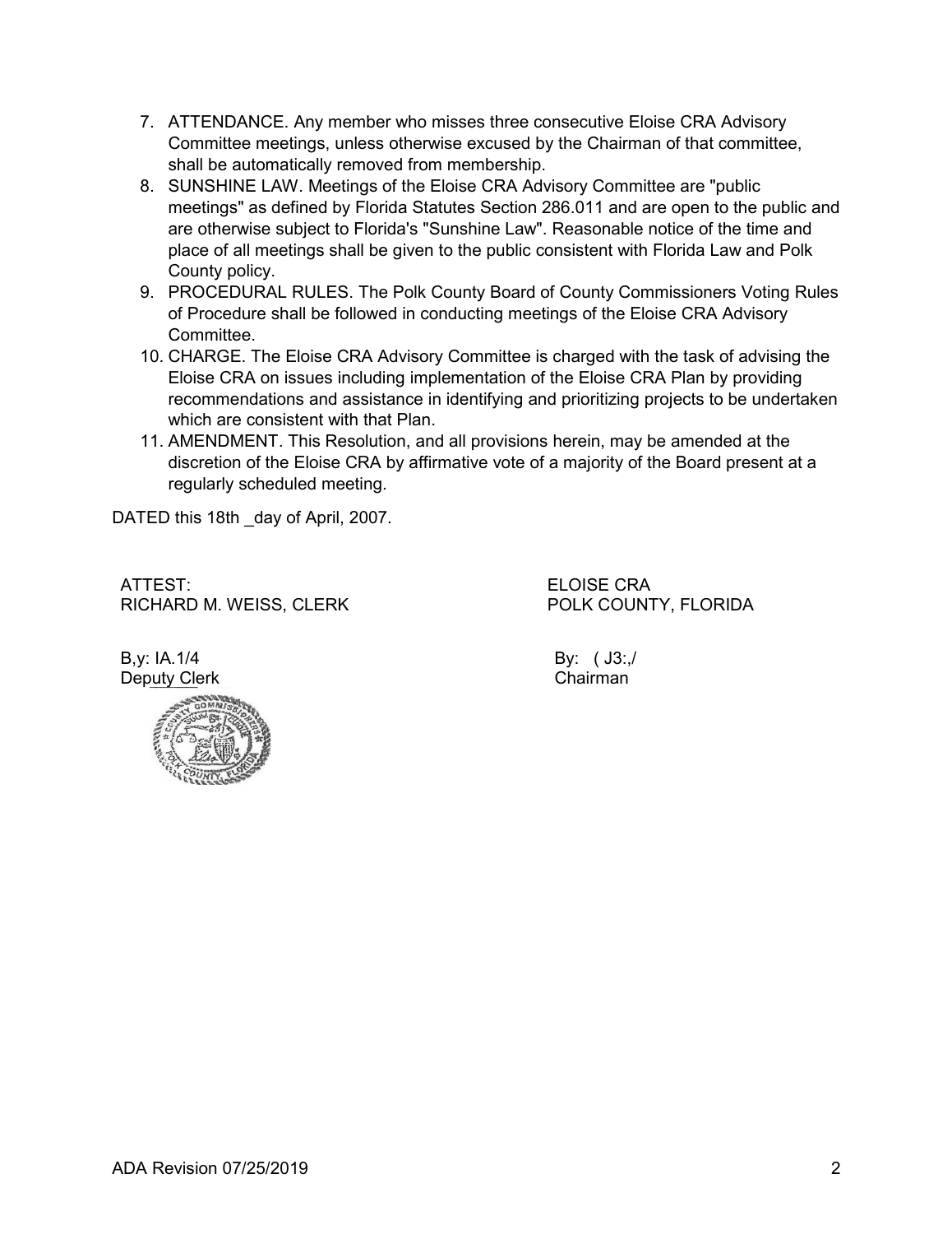7. ATTENDANCE. Any member who misses three consecutive Eloise CRA Advisory Committee meetings, unless otherwise excused by the Chairman of that committee, shall be automatically removed from membership.
8. SUNSHINE LAW. Meetings of the Eloise CRA Advisory Committee are "public meetings" as defined by Florida Statutes Section 286.011 and are open to the public and are otherwise subject to Florida's "Sunshine Law". Reasonable notice of the time and place of all meetings shall be given to the public consistent with Florida Law and Polk County policy.
9. PROCEDURAL RULES. The Polk County Board of County Commissioners Voting Rules of Procedure shall be followed in conducting meetings of the Eloise CRA Advisory Committee.
10. CHARGE. The Eloise CRA Advisory Committee is charged with the task of advising the Eloise CRA on issues including implementation of the Eloise CRA Plan by providing recommendations and assistance in identifying and prioritizing projects to be undertaken which are consistent with that Plan.
11. AMENDMENT. This Resolution, and all provisions herein, may be amended at the discretion of the Eloise CRA by affirmative vote of a majority of the Board present at a regularly scheduled meeting.

DATED this 18th _day of April, 2007.

ATTEST:
RICHARD M. WEISS, CLERK

B,y: IA.1/4
Deputy Clerk

ELOISE CRA
POLK COUNTY, FLORIDA

By: ( J3:,/
Chairman

ADA Revision 07/25/2019